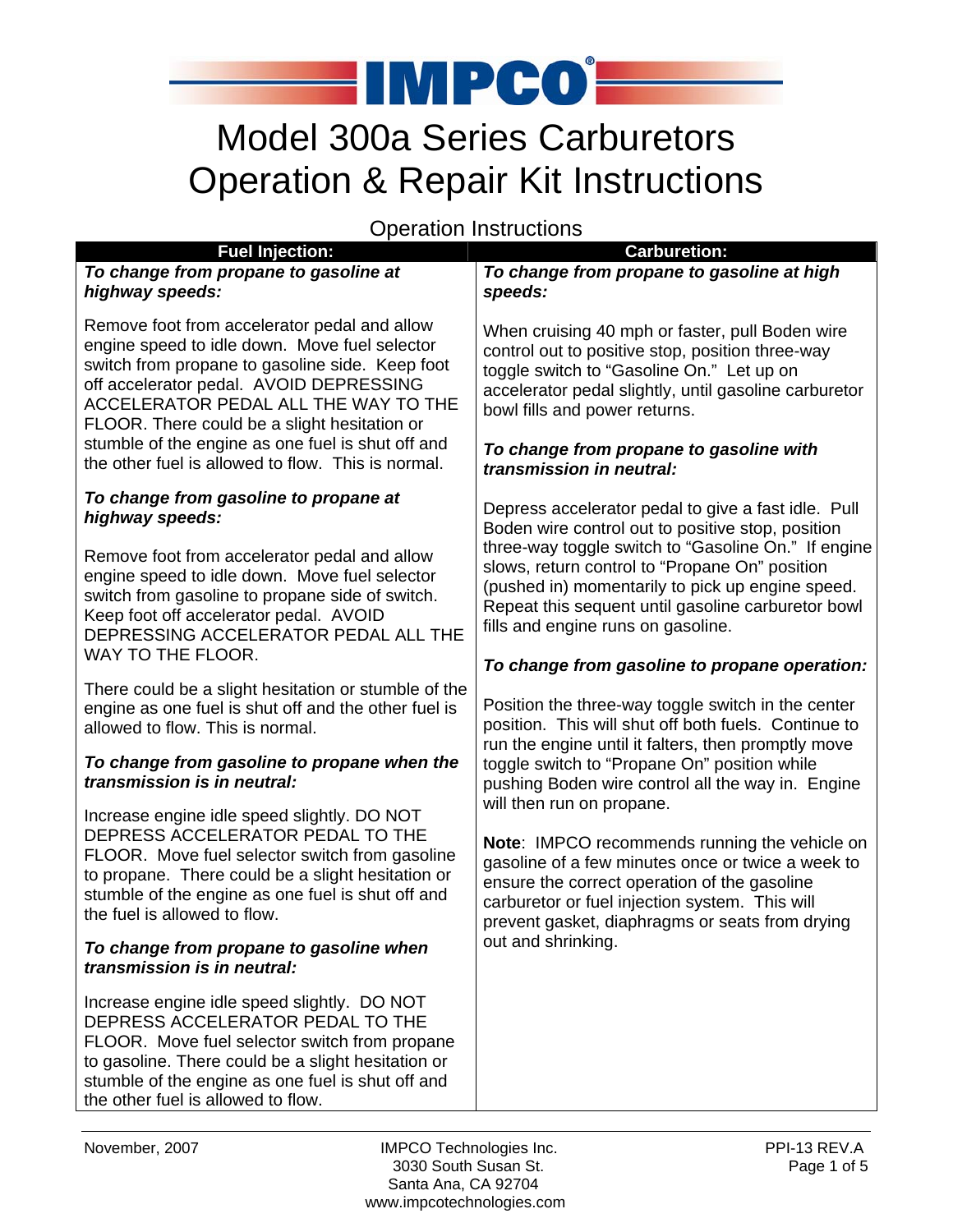# IMPCO

# Model 300a Series Carburetors Operation & Repair Kit Instructions

## Operation Instructions

### Fuel Injection:

***To change from propane to gasoline at highway speeds:***

Remove foot from accelerator pedal and allow engine speed to idle down. Move fuel selector switch from propane to gasoline side. Keep foot off accelerator pedal. AVOID DEPRESSING ACCELERATOR PEDAL ALL THE WAY TO THE FLOOR. There could be a slight hesitation or stumble of the engine as one fuel is shut off and the other fuel is allowed to flow. This is normal.

***To change from gasoline to propane at highway speeds:***

Remove foot from accelerator pedal and allow engine speed to idle down. Move fuel selector switch from gasoline to propane side of switch. Keep foot off accelerator pedal. AVOID DEPRESSING ACCELERATOR PEDAL ALL THE WAY TO THE FLOOR.

There could be a slight hesitation or stumble of the engine as one fuel is shut off and the other fuel is allowed to flow. This is normal.

***To change from gasoline to propane when the transmission is in neutral:***

Increase engine idle speed slightly. DO NOT DEPRESS ACCELERATOR PEDAL TO THE FLOOR. Move fuel selector switch from gasoline to propane. There could be a slight hesitation or stumble of the engine as one fuel is shut off and the fuel is allowed to flow.

***To change from propane to gasoline when transmission is in neutral:***

Increase engine idle speed slightly. DO NOT DEPRESS ACCELERATOR PEDAL TO THE FLOOR. Move fuel selector switch from propane to gasoline. There could be a slight hesitation or stumble of the engine as one fuel is shut off and the other fuel is allowed to flow.

### Carburetion:

***To change from propane to gasoline at high speeds:***

When cruising 40 mph or faster, pull Boden wire control out to positive stop, position three-way toggle switch to "Gasoline On." Let up on accelerator pedal slightly, until gasoline carburetor bowl fills and power returns.

***To change from propane to gasoline with transmission in neutral:***

Depress accelerator pedal to give a fast idle. Pull Boden wire control out to positive stop, position three-way toggle switch to "Gasoline On." If engine slows, return control to "Propane On" position (pushed in) momentarily to pick up engine speed. Repeat this sequent until gasoline carburetor bowl fills and engine runs on gasoline.

***To change from gasoline to propane operation:***

Position the three-way toggle switch in the center position. This will shut off both fuels. Continue to run the engine until it falters, then promptly move toggle switch to "Propane On" position while pushing Boden wire control all the way in. Engine will then run on propane.

**Note**: IMPCO recommends running the vehicle on gasoline of a few minutes once or twice a week to ensure the correct operation of the gasoline carburetor or fuel injection system. This will prevent gasket, diaphragms or seats from drying out and shrinking.

November, 2007

IMPCO Technologies Inc.
3030 South Susan St.
Santa Ana, CA 92704
www.impcotechnologies.com

PPI-13 REV.A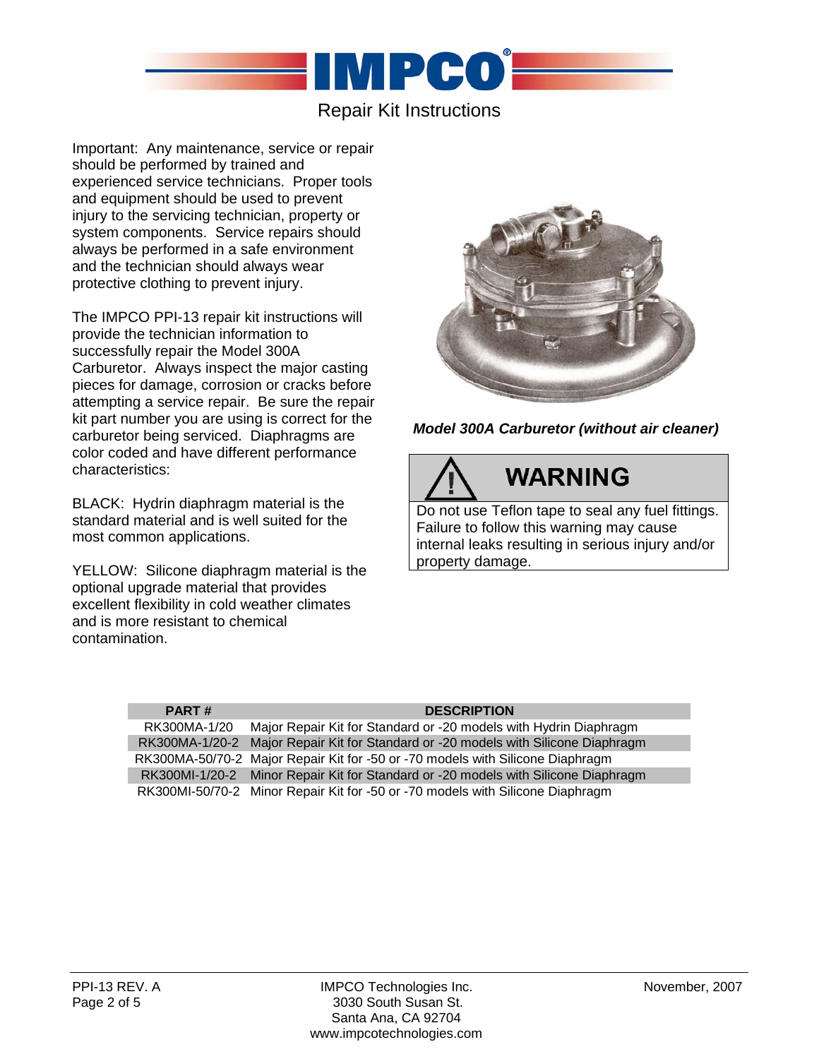IMPCO

Repair Kit Instructions

Important: Any maintenance, service or repair should be performed by trained and experienced service technicians. Proper tools and equipment should be used to prevent injury to the servicing technician, property or system components. Service repairs should always be performed in a safe environment and the technician should always wear protective clothing to prevent injury.

The IMPCO PPI-13 repair kit instructions will provide the technician information to successfully repair the Model 300A Carburetor. Always inspect the major casting pieces for damage, corrosion or cracks before attempting a service repair. Be sure the repair kit part number you are using is correct for the carburetor being serviced. Diaphragms are color coded and have different performance characteristics:

BLACK: Hydrin diaphragm material is the standard material and is well suited for the most common applications.

YELLOW: Silicone diaphragm material is the optional upgrade material that provides excellent flexibility in cold weather climates and is more resistant to chemical contamination.

***Model 300A Carburetor (without air cleaner)***

**WARNING**

Do not use Teflon tape to seal any fuel fittings. Failure to follow this warning may cause internal leaks resulting in serious injury and/or property damage.

| PART # | DESCRIPTION |
|---|---|
| RK300MA-1/20 | Major Repair Kit for Standard or -20 models with Hydrin Diaphragm |
| RK300MA-1/20-2 | Major Repair Kit for Standard or -20 models with Silicone Diaphragm |
| RK300MA-50/70-2 | Major Repair Kit for -50 or -70 models with Silicone Diaphragm |
| RK300MI-1/20-2 | Minor Repair Kit for Standard or -20 models with Silicone Diaphragm |
| RK300MI-50/70-2 | Minor Repair Kit for -50 or -70 models with Silicone Diaphragm |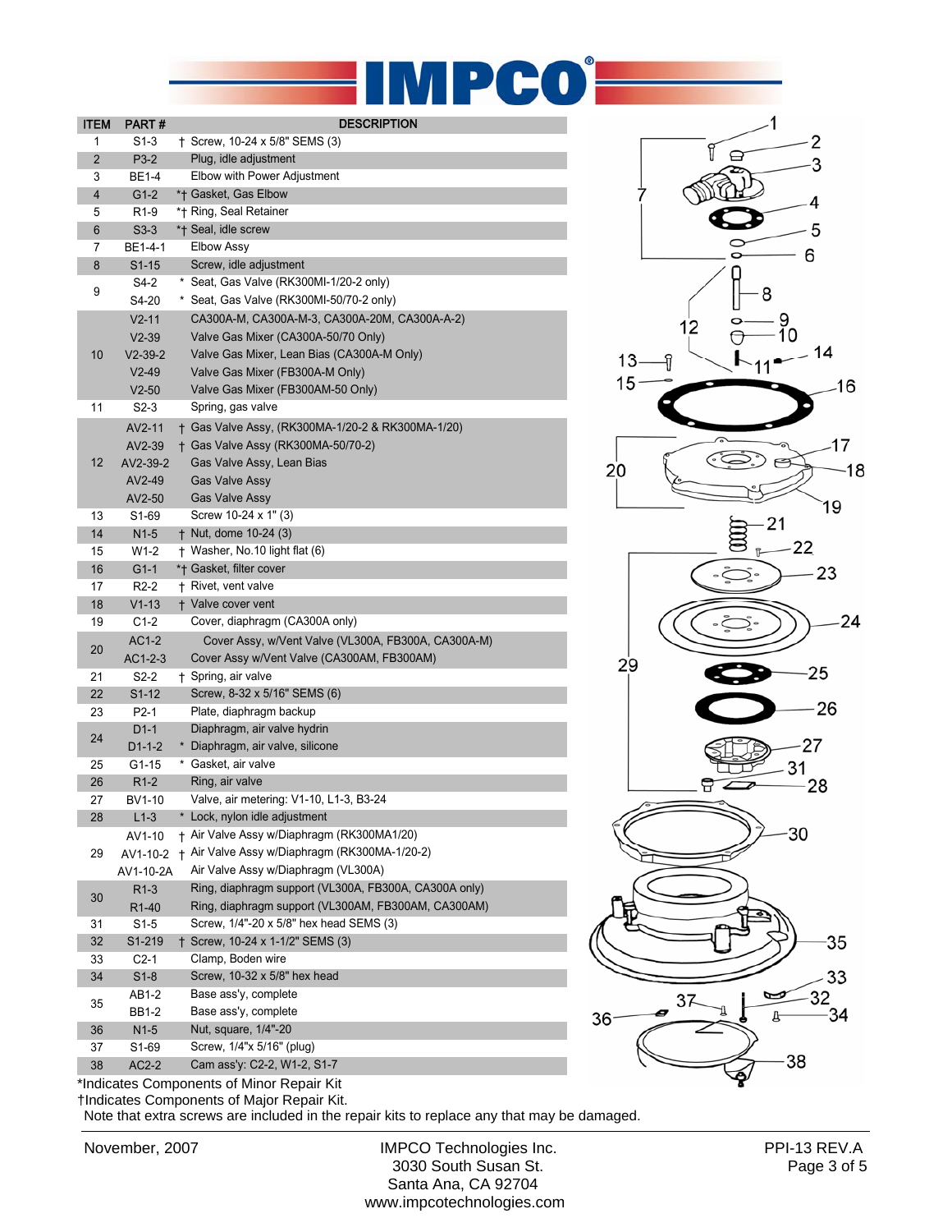| ITEM | PART # | DESCRIPTION |
|---|---|---|
| 1 | S1-3 | † Screw, 10-24 x 5/8" SEMS (3) |
| 2 | P3-2 | Plug, idle adjustment |
| 3 | BE1-4 | Elbow with Power Adjustment |
| 4 | G1-2 | *† Gasket, Gas Elbow |
| 5 | R1-9 | *† Ring, Seal Retainer |
| 6 | S3-3 | *† Seal, idle screw |
| 7 | BE1-4-1 | Elbow Assy |
| 8 | S1-15 | Screw, idle adjustment |
| 9 | S4-2 | * Seat, Gas Valve (RK300MI-1/20-2 only) |
| | S4-20 | * Seat, Gas Valve (RK300MI-50/70-2 only) |
| 10 | V2-11 | CA300A-M, CA300A-M-3, CA300A-20M, CA300A-A-2) |
| | V2-39 | Valve Gas Mixer (CA300A-50/70 Only) |
| | V2-39-2 | Valve Gas Mixer, Lean Bias (CA300A-M Only) |
| | V2-49 | Valve Gas Mixer (FB300A-M Only) |
| | V2-50 | Valve Gas Mixer (FB300AM-50 Only) |
| 11 | S2-3 | Spring, gas valve |
| 12 | AV2-11 | † Gas Valve Assy, (RK300MA-1/20-2 & RK300MA-1/20) |
| | AV2-39 | † Gas Valve Assy (RK300MA-50/70-2) |
| | AV2-39-2 | Gas Valve Assy, Lean Bias |
| | AV2-49 | Gas Valve Assy |
| | AV2-50 | Gas Valve Assy |
| 13 | S1-69 | Screw 10-24 x 1" (3) |
| 14 | N1-5 | † Nut, dome 10-24 (3) |
| 15 | W1-2 | † Washer, No.10 light flat (6) |
| 16 | G1-1 | *† Gasket, filter cover |
| 17 | R2-2 | † Rivet, vent valve |
| 18 | V1-13 | † Valve cover vent |
| 19 | C1-2 | Cover, diaphragm (CA300A only) |
| 20 | AC1-2 | Cover Assy, w/Vent Valve (VL300A, FB300A, CA300A-M) |
| | AC1-2-3 | Cover Assy w/Vent Valve (CA300AM, FB300AM) |
| 21 | S2-2 | † Spring, air valve |
| 22 | S1-12 | Screw, 8-32 x 5/16" SEMS (6) |
| 23 | P2-1 | Plate, diaphragm backup |
| 24 | D1-1 | Diaphragm, air valve hydrin |
| | D1-1-2 | * Diaphragm, air valve, silicone |
| 25 | G1-15 | * Gasket, air valve |
| 26 | R1-2 | Ring, air valve |
| 27 | BV1-10 | Valve, air metering: V1-10, L1-3, B3-24 |
| 28 | L1-3 | * Lock, nylon idle adjustment |
| 29 | AV1-10 | † Air Valve Assy w/Diaphragm (RK300MA1/20) |
| | AV1-10-2 | † Air Valve Assy w/Diaphragm (RK300MA-1/20-2) |
| | AV1-10-2A | Air Valve Assy w/Diaphragm (VL300A) |
| 30 | R1-3 | Ring, diaphragm support (VL300A, FB300A, CA300A only) |
| | R1-40 | Ring, diaphragm support (VL300AM, FB300AM, CA300AM) |
| 31 | S1-5 | Screw, 1/4"-20 x 5/8" hex head SEMS (3) |
| 32 | S1-219 | † Screw, 10-24 x 1-1/2" SEMS (3) |
| 33 | C2-1 | Clamp, Boden wire |
| 34 | S1-8 | Screw, 10-32 x 5/8" hex head |
| 35 | AB1-2 | Base ass'y, complete |
| | BB1-2 | Base ass'y, complete |
| 36 | N1-5 | Nut, square, 1/4"-20 |
| 37 | S1-69 | Screw, 1/4"x 5/16" (plug) |
| 38 | AC2-2 | Cam ass'y: C2-2, W1-2, S1-7 |

*Indicates Components of Minor Repair Kit

†Indicates Components of Major Repair Kit.

Note that extra screws are included in the repair kits to replace any that may be damaged.

November, 2007

IMPCO Technologies Inc.
3030 South Susan St.
Santa Ana, CA 92704
www.impcotechnologies.com

PPI-13 REV.A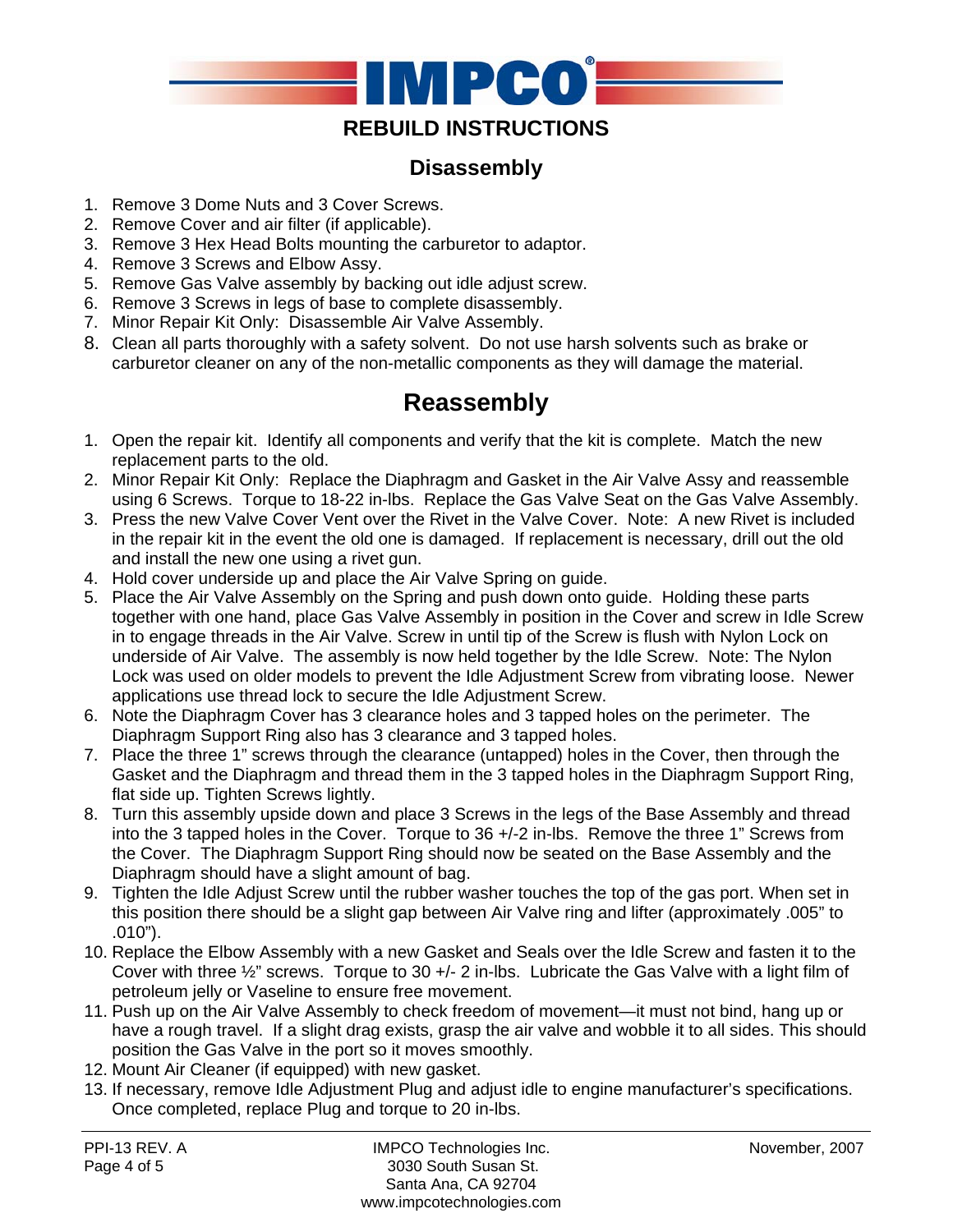IMPCO

# REBUILD INSTRUCTIONS

## Disassembly

1. Remove 3 Dome Nuts and 3 Cover Screws.
2. Remove Cover and air filter (if applicable).
3. Remove 3 Hex Head Bolts mounting the carburetor to adaptor.
4. Remove 3 Screws and Elbow Assy.
5. Remove Gas Valve assembly by backing out idle adjust screw.
6. Remove 3 Screws in legs of base to complete disassembly.
7. Minor Repair Kit Only: Disassemble Air Valve Assembly.
8. Clean all parts thoroughly with a safety solvent. Do not use harsh solvents such as brake or carburetor cleaner on any of the non-metallic components as they will damage the material.

## Reassembly

1. Open the repair kit. Identify all components and verify that the kit is complete. Match the new replacement parts to the old.
2. Minor Repair Kit Only: Replace the Diaphragm and Gasket in the Air Valve Assy and reassemble using 6 Screws. Torque to 18-22 in-lbs. Replace the Gas Valve Seat on the Gas Valve Assembly.
3. Press the new Valve Cover Vent over the Rivet in the Valve Cover. Note: A new Rivet is included in the repair kit in the event the old one is damaged. If replacement is necessary, drill out the old and install the new one using a rivet gun.
4. Hold cover underside up and place the Air Valve Spring on guide.
5. Place the Air Valve Assembly on the Spring and push down onto guide. Holding these parts together with one hand, place Gas Valve Assembly in position in the Cover and screw in Idle Screw in to engage threads in the Air Valve. Screw in until tip of the Screw is flush with Nylon Lock on underside of Air Valve. The assembly is now held together by the Idle Screw. Note: The Nylon Lock was used on older models to prevent the Idle Adjustment Screw from vibrating loose. Newer applications use thread lock to secure the Idle Adjustment Screw.
6. Note the Diaphragm Cover has 3 clearance holes and 3 tapped holes on the perimeter. The Diaphragm Support Ring also has 3 clearance and 3 tapped holes.
7. Place the three 1" screws through the clearance (untapped) holes in the Cover, then through the Gasket and the Diaphragm and thread them in the 3 tapped holes in the Diaphragm Support Ring, flat side up. Tighten Screws lightly.
8. Turn this assembly upside down and place 3 Screws in the legs of the Base Assembly and thread into the 3 tapped holes in the Cover. Torque to 36 +/-2 in-lbs. Remove the three 1" Screws from the Cover. The Diaphragm Support Ring should now be seated on the Base Assembly and the Diaphragm should have a slight amount of bag.
9. Tighten the Idle Adjust Screw until the rubber washer touches the top of the gas port. When set in this position there should be a slight gap between Air Valve ring and lifter (approximately .005" to .010").
10. Replace the Elbow Assembly with a new Gasket and Seals over the Idle Screw and fasten it to the Cover with three ½" screws. Torque to 30 +/- 2 in-lbs. Lubricate the Gas Valve with a light film of petroleum jelly or Vaseline to ensure free movement.
11. Push up on the Air Valve Assembly to check freedom of movement—it must not bind, hang up or have a rough travel. If a slight drag exists, grasp the air valve and wobble it to all sides. This should position the Gas Valve in the port so it moves smoothly.
12. Mount Air Cleaner (if equipped) with new gasket.
13. If necessary, remove Idle Adjustment Plug and adjust idle to engine manufacturer's specifications. Once completed, replace Plug and torque to 20 in-lbs.

PPI-13 REV. A | IMPCO Technologies Inc., 3030 South Susan St., Santa Ana, CA 92704, www.impcotechnologies.com | November, 2007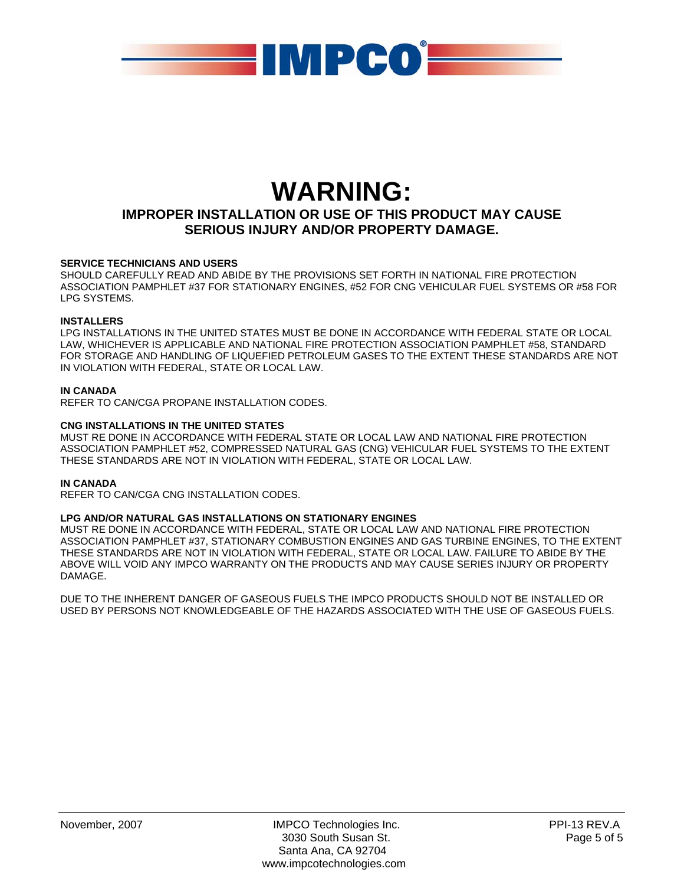IMPCO

# WARNING:

## IMPROPER INSTALLATION OR USE OF THIS PRODUCT MAY CAUSE SERIOUS INJURY AND/OR PROPERTY DAMAGE.

**SERVICE TECHNICIANS AND USERS**
SHOULD CAREFULLY READ AND ABIDE BY THE PROVISIONS SET FORTH IN NATIONAL FIRE PROTECTION ASSOCIATION PAMPHLET #37 FOR STATIONARY ENGINES, #52 FOR CNG VEHICULAR FUEL SYSTEMS OR #58 FOR LPG SYSTEMS.

**INSTALLERS**
LPG INSTALLATIONS IN THE UNITED STATES MUST BE DONE IN ACCORDANCE WITH FEDERAL STATE OR LOCAL LAW, WHICHEVER IS APPLICABLE AND NATIONAL FIRE PROTECTION ASSOCIATION PAMPHLET #58, STANDARD FOR STORAGE AND HANDLING OF LIQUEFIED PETROLEUM GASES TO THE EXTENT THESE STANDARDS ARE NOT IN VIOLATION WITH FEDERAL, STATE OR LOCAL LAW.

**IN CANADA**
REFER TO CAN/CGA PROPANE INSTALLATION CODES.

**CNG INSTALLATIONS IN THE UNITED STATES**
MUST RE DONE IN ACCORDANCE WITH FEDERAL STATE OR LOCAL LAW AND NATIONAL FIRE PROTECTION ASSOCIATION PAMPHLET #52, COMPRESSED NATURAL GAS (CNG) VEHICULAR FUEL SYSTEMS TO THE EXTENT THESE STANDARDS ARE NOT IN VIOLATION WITH FEDERAL, STATE OR LOCAL LAW.

**IN CANADA**
REFER TO CAN/CGA CNG INSTALLATION CODES.

**LPG AND/OR NATURAL GAS INSTALLATIONS ON STATIONARY ENGINES**
MUST RE DONE IN ACCORDANCE WITH FEDERAL, STATE OR LOCAL LAW AND NATIONAL FIRE PROTECTION ASSOCIATION PAMPHLET #37, STATIONARY COMBUSTION ENGINES AND GAS TURBINE ENGINES, TO THE EXTENT THESE STANDARDS ARE NOT IN VIOLATION WITH FEDERAL, STATE OR LOCAL LAW. FAILURE TO ABIDE BY THE ABOVE WILL VOID ANY IMPCO WARRANTY ON THE PRODUCTS AND MAY CAUSE SERIES INJURY OR PROPERTY DAMAGE.

DUE TO THE INHERENT DANGER OF GASEOUS FUELS THE IMPCO PRODUCTS SHOULD NOT BE INSTALLED OR USED BY PERSONS NOT KNOWLEDGEABLE OF THE HAZARDS ASSOCIATED WITH THE USE OF GASEOUS FUELS.

November, 2007

IMPCO Technologies Inc.
3030 South Susan St.
Santa Ana, CA 92704
www.impcotechnologies.com

PPI-13 REV.A